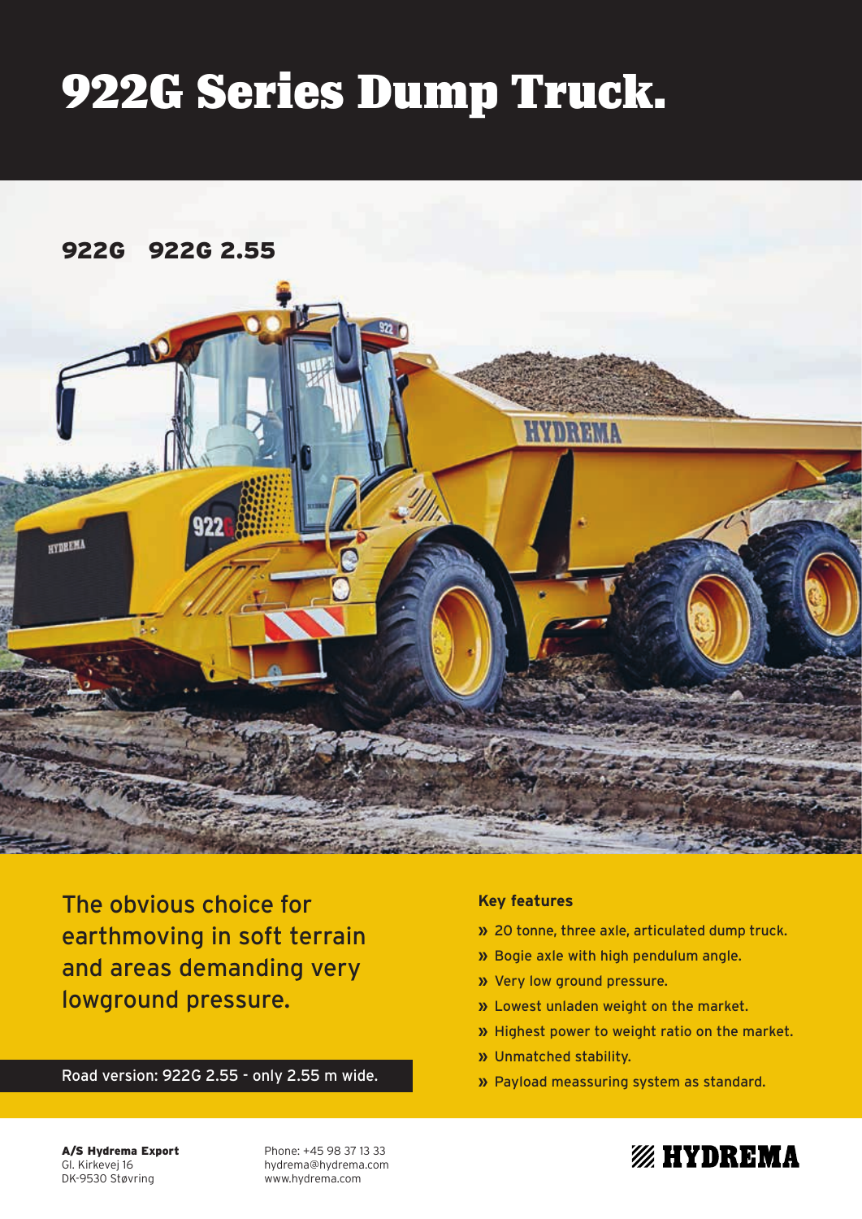# 922G Series Dump Truck.

## 922G 922G 2.55

The obvious choice for earthmoving in soft terrain and areas demanding very lowground pressure.

Road version: 922G 2.55 - only 2.55 m wide.

**Key features**

- » 20 tonne, three axle, articulated dump truck.
- » Bogie axle with high pendulum angle.
- » Very low ground pressure.
- » Lowest unladen weight on the market.
- » Highest power to weight ratio on the market.
- » Unmatched stability.
- » Payload meassuring system as standard.

**A/S Hydrema Export**
Gl. Kirkevej 16
DK-9530 Støvring

Phone: +45 98 37 13 33
hydrema@hydrema.com
www.hydrema.com

HYDREMA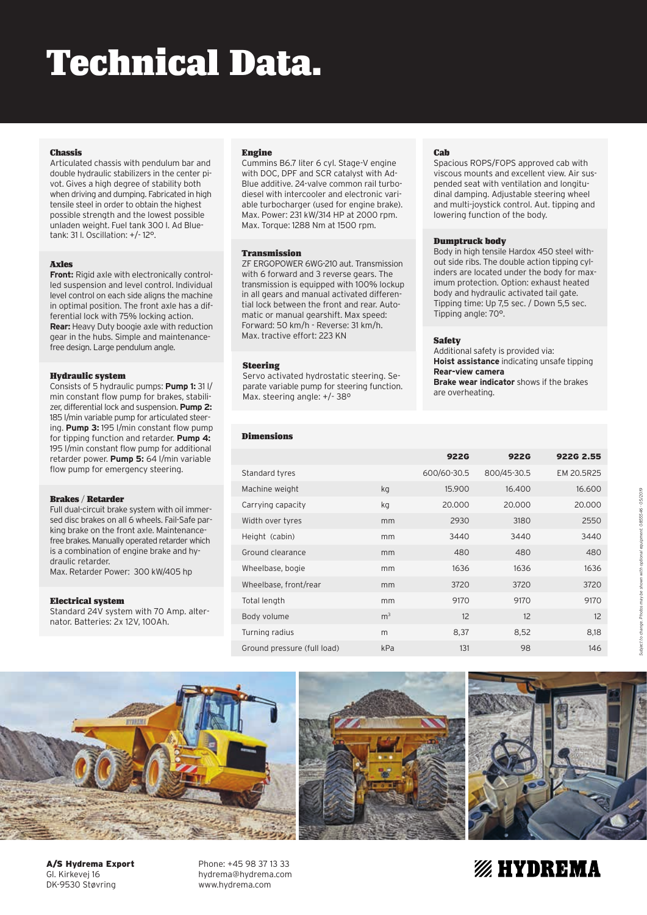# Technical Data.

### Chassis

Articulated chassis with pendulum bar and double hydraulic stabilizers in the center pivot. Gives a high degree of stability both when driving and dumping. Fabricated in high tensile steel in order to obtain the highest possible strength and the lowest possible unladen weight. Fuel tank 300 l. Ad Bluetank: 31 l. Oscillation: +/- 12º.

### Axles

**Front:** Rigid axle with electronically controlled suspension and level control. Individual level control on each side aligns the machine in optimal position. The front axle has a differential lock with 75% locking action.
**Rear:** Heavy Duty boogie axle with reduction gear in the hubs. Simple and maintenance-free design. Large pendulum angle.

### Hydraulic system

Consists of 5 hydraulic pumps: **Pump 1:** 31 l/min constant flow pump for brakes, stabilizer, differential lock and suspension. **Pump 2:** 185 l/min variable pump for articulated steering. **Pump 3:** 195 l/min constant flow pump for tipping function and retarder. **Pump 4:** 195 l/min constant flow pump for additional retarder power. **Pump 5:** 64 l/min variable flow pump for emergency steering.

### Brakes / Retarder

Full dual-circuit brake system with oil immersed disc brakes on all 6 wheels. Fail-Safe parking brake on the front axle. Maintenance-free brakes. Manually operated retarder which is a combination of engine brake and hydraulic retarder.
Max. Retarder Power: 300 kW/405 hp

### Electrical system

Standard 24V system with 70 Amp. alternator. Batteries: 2x 12V, 100Ah.

### Engine

Cummins B6.7 liter 6 cyl. Stage-V engine with DOC, DPF and SCR catalyst with Ad-Blue additive. 24-valve common rail turbodiesel with intercooler and electronic variable turbocharger (used for engine brake). Max. Power: 231 kW/314 HP at 2000 rpm. Max. Torque: 1288 Nm at 1500 rpm.

### Transmission

ZF ERGOPOWER 6WG-210 aut. Transmission with 6 forward and 3 reverse gears. The transmission is equipped with 100% lockup in all gears and manual activated differential lock between the front and rear. Automatic or manual gearshift. Max speed: Forward: 50 km/h - Reverse: 31 km/h. Max. tractive effort: 223 KN

### Steering

Servo activated hydrostatic steering. Separate variable pump for steering function. Max. steering angle: +/- 38º

### Cab

Spacious ROPS/FOPS approved cab with viscous mounts and excellent view. Air suspended seat with ventilation and longitudinal damping. Adjustable steering wheel and multi-joystick control. Aut. tipping and lowering function of the body.

### Dumptruck body

Body in high tensile Hardox 450 steel without side ribs. The double action tipping cylinders are located under the body for maximum protection. Option: exhaust heated body and hydraulic activated tail gate. Tipping time: Up 7,5 sec. / Down 5,5 sec. Tipping angle: 70º.

### Safety

Additional safety is provided via:
**Hoist assistance** indicating unsafe tipping
**Rear-view camera**
**Brake wear indicator** shows if the brakes are overheating.

### Dimensions

| | | 922G | 922G | 922G 2.55 |
|---|---|---|---|---|
| Standard tyres | | 600/60-30.5 | 800/45-30.5 | EM 20.5R25 |
| Machine weight | kg | 15.900 | 16.400 | 16.600 |
| Carrying capacity | kg | 20.000 | 20.000 | 20.000 |
| Width over tyres | mm | 2930 | 3180 | 2550 |
| Height (cabin) | mm | 3440 | 3440 | 3440 |
| Ground clearance | mm | 480 | 480 | 480 |
| Wheelbase, bogie | mm | 1636 | 1636 | 1636 |
| Wheelbase, front/rear | mm | 3720 | 3720 | 3720 |
| Total length | mm | 9170 | 9170 | 9170 |
| Body volume | $m^3$ | 12 | 12 | 12 |
| Turning radius | m | 8,37 | 8,52 | 8,18 |
| Ground pressure (full load) | kPa | 131 | 98 | 146 |

*Subject to change. Photos may be shown with optional equipment. 0855-46 - 05/2019*

**A/S Hydrema Export**
Gl. Kirkevej 16
DK-9530 Støvring

Phone: +45 98 37 13 33
hydrema@hydrema.com
www.hydrema.com

HYDREMA